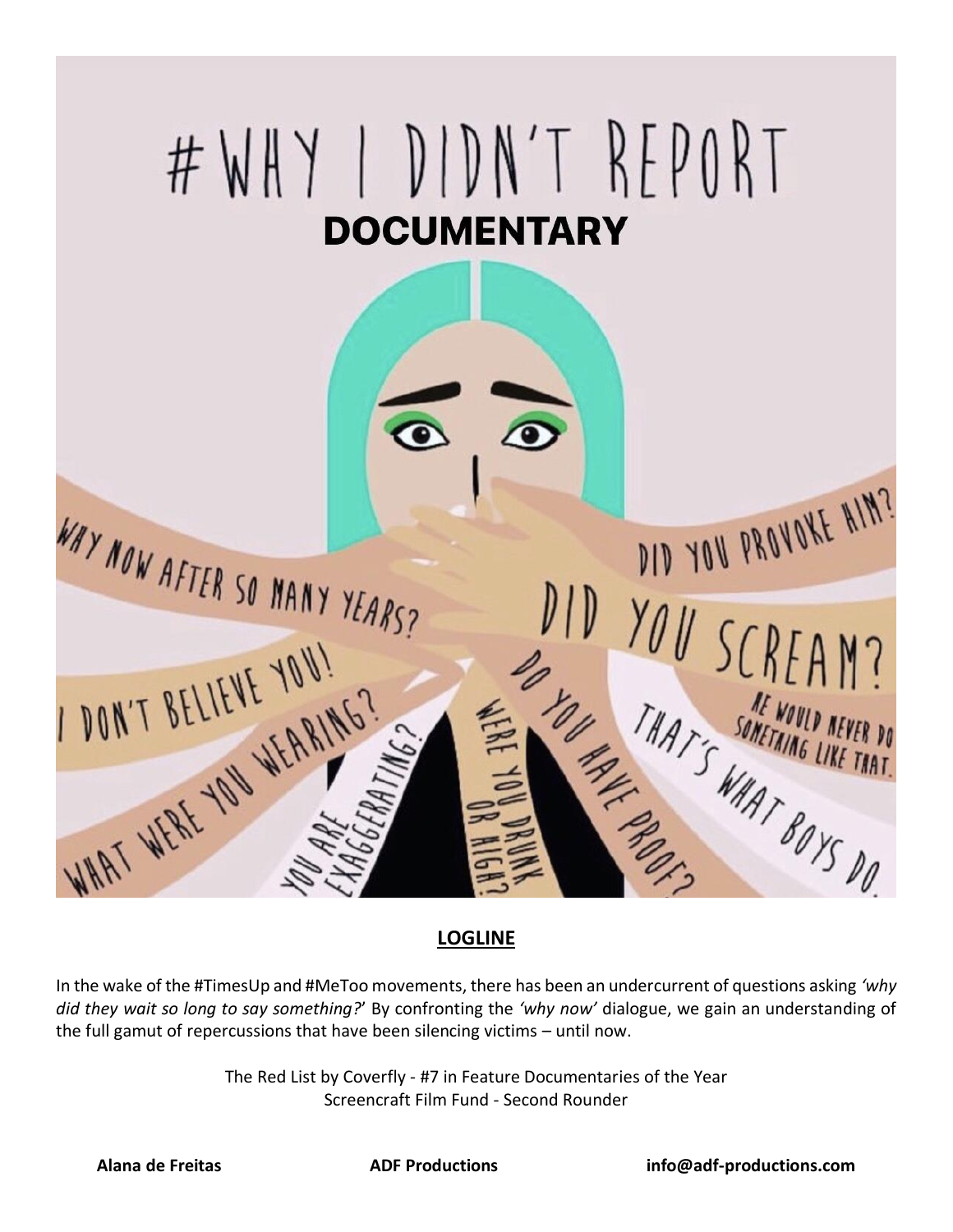# #WHY I DIDN'T REPORT

## DOCUMENTARY

WHY NOW AFTER SO MANY YEARS?

DID YOU PROVOKE HIM?

DID YOU SCREAM?

I DON'T BELIEVE YOU!

WHAT WERE YOU WEARING?

YOU ARE EXAGGERATING?

WERE YOU DRUNK OR HIGH?

DO YOU HAVE PROOF?

THAT'S WHAT BOYS DO.

HE WOULD NEVER DO SOMETHING LIKE THAT.

**LOGLINE**

In the wake of the #TimesUp and #MeToo movements, there has been an undercurrent of questions asking *'why did they wait so long to say something?*' By confronting the *'why now'* dialogue, we gain an understanding of the full gamut of repercussions that have been silencing victims – until now.

The Red List by Coverfly - #7 in Feature Documentaries of the Year
Screencraft Film Fund - Second Rounder

**Alana de Freitas** **ADF Productions** **info@adf-productions.com**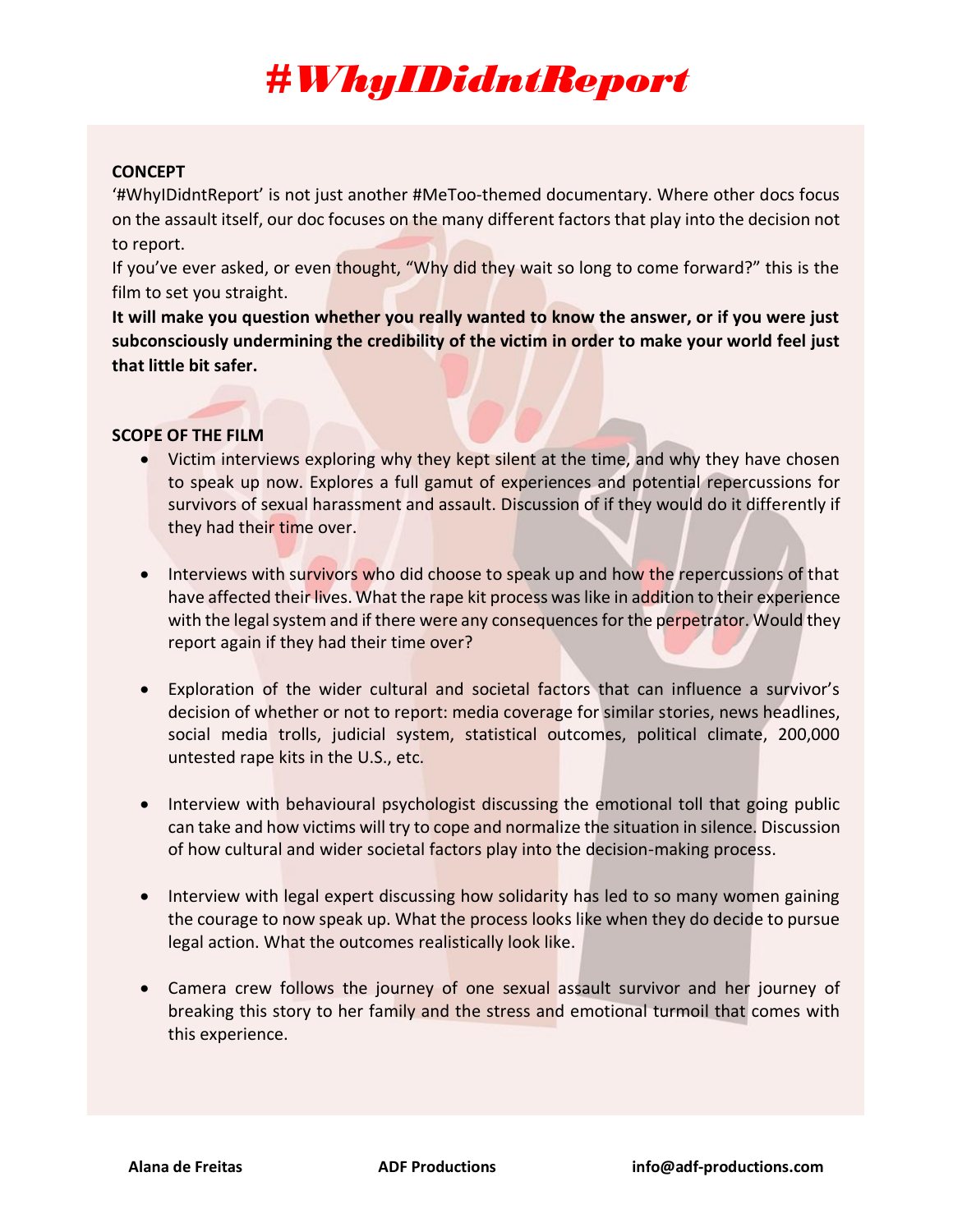# #WhyIDidntReport

**CONCEPT**

'#WhyIDidntReport' is not just another #MeToo-themed documentary. Where other docs focus on the assault itself, our doc focuses on the many different factors that play into the decision not to report.

If you've ever asked, or even thought, "Why did they wait so long to come forward?" this is the film to set you straight.

**It will make you question whether you really wanted to know the answer, or if you were just subconsciously undermining the credibility of the victim in order to make your world feel just that little bit safer.**

**SCOPE OF THE FILM**

- Victim interviews exploring why they kept silent at the time, and why they have chosen to speak up now. Explores a full gamut of experiences and potential repercussions for survivors of sexual harassment and assault. Discussion of if they would do it differently if they had their time over.
- Interviews with survivors who did choose to speak up and how the repercussions of that have affected their lives. What the rape kit process was like in addition to their experience with the legal system and if there were any consequences for the perpetrator. Would they report again if they had their time over?
- Exploration of the wider cultural and societal factors that can influence a survivor's decision of whether or not to report: media coverage for similar stories, news headlines, social media trolls, judicial system, statistical outcomes, political climate, 200,000 untested rape kits in the U.S., etc.
- Interview with behavioural psychologist discussing the emotional toll that going public can take and how victims will try to cope and normalize the situation in silence. Discussion of how cultural and wider societal factors play into the decision-making process.
- Interview with legal expert discussing how solidarity has led to so many women gaining the courage to now speak up. What the process looks like when they do decide to pursue legal action. What the outcomes realistically look like.
- Camera crew follows the journey of one sexual assault survivor and her journey of breaking this story to her family and the stress and emotional turmoil that comes with this experience.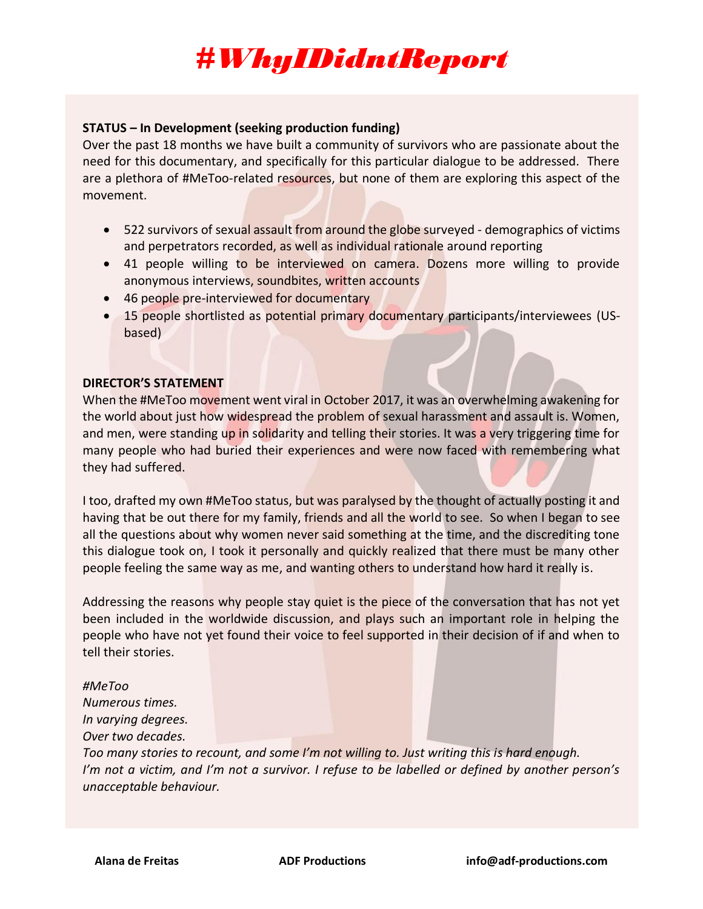# #WhyIDidntReport

**STATUS – In Development (seeking production funding)**

Over the past 18 months we have built a community of survivors who are passionate about the need for this documentary, and specifically for this particular dialogue to be addressed. There are a plethora of #MeToo-related resources, but none of them are exploring this aspect of the movement.

- 522 survivors of sexual assault from around the globe surveyed - demographics of victims and perpetrators recorded, as well as individual rationale around reporting
- 41 people willing to be interviewed on camera. Dozens more willing to provide anonymous interviews, soundbites, written accounts
- 46 people pre-interviewed for documentary
- 15 people shortlisted as potential primary documentary participants/interviewees (US-based)

**DIRECTOR'S STATEMENT**

When the #MeToo movement went viral in October 2017, it was an overwhelming awakening for the world about just how widespread the problem of sexual harassment and assault is. Women, and men, were standing up in solidarity and telling their stories. It was a very triggering time for many people who had buried their experiences and were now faced with remembering what they had suffered.

I too, drafted my own #MeToo status, but was paralysed by the thought of actually posting it and having that be out there for my family, friends and all the world to see. So when I began to see all the questions about why women never said something at the time, and the discrediting tone this dialogue took on, I took it personally and quickly realized that there must be many other people feeling the same way as me, and wanting others to understand how hard it really is.

Addressing the reasons why people stay quiet is the piece of the conversation that has not yet been included in the worldwide discussion, and plays such an important role in helping the people who have not yet found their voice to feel supported in their decision of if and when to tell their stories.

*#MeToo*
*Numerous times.*
*In varying degrees.*
*Over two decades.*
*Too many stories to recount, and some I'm not willing to. Just writing this is hard enough.*
*I'm not a victim, and I'm not a survivor. I refuse to be labelled or defined by another person's unacceptable behaviour.*

**Alana de Freitas** **ADF Productions** **info@adf-productions.com**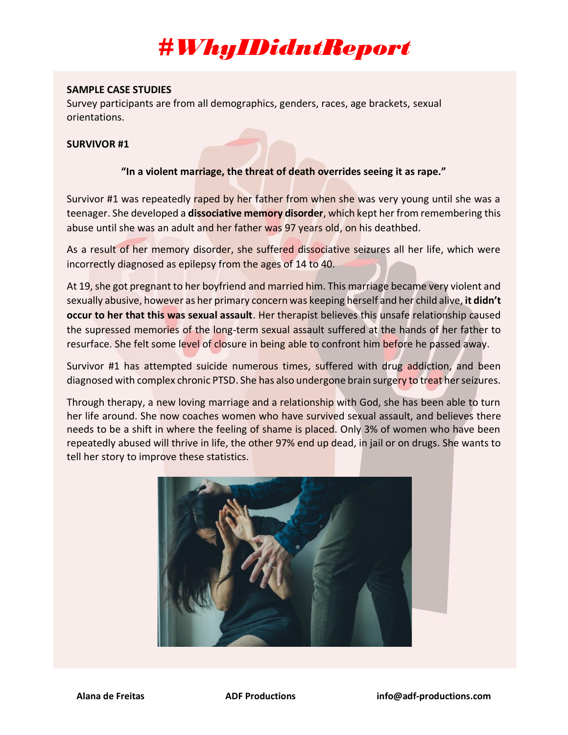# #WhyIDidntReport

**SAMPLE CASE STUDIES**

Survey participants are from all demographics, genders, races, age brackets, sexual orientations.

**SURVIVOR #1**

**"In a violent marriage, the threat of death overrides seeing it as rape."**

Survivor #1 was repeatedly raped by her father from when she was very young until she was a teenager. She developed a **dissociative memory disorder**, which kept her from remembering this abuse until she was an adult and her father was 97 years old, on his deathbed.

As a result of her memory disorder, she suffered dissociative seizures all her life, which were incorrectly diagnosed as epilepsy from the ages of 14 to 40.

At 19, she got pregnant to her boyfriend and married him. This marriage became very violent and sexually abusive, however as her primary concern was keeping herself and her child alive, **it didn't occur to her that this was sexual assault**. Her therapist believes this unsafe relationship caused the supressed memories of the long-term sexual assault suffered at the hands of her father to resurface. She felt some level of closure in being able to confront him before he passed away.

Survivor #1 has attempted suicide numerous times, suffered with drug addiction, and been diagnosed with complex chronic PTSD. She has also undergone brain surgery to treat her seizures.

Through therapy, a new loving marriage and a relationship with God, she has been able to turn her life around. She now coaches women who have survived sexual assault, and believes there needs to be a shift in where the feeling of shame is placed. Only 3% of women who have been repeatedly abused will thrive in life, the other 97% end up dead, in jail or on drugs. She wants to tell her story to improve these statistics.

**Alana de Freitas** **ADF Productions** **info@adf-productions.com**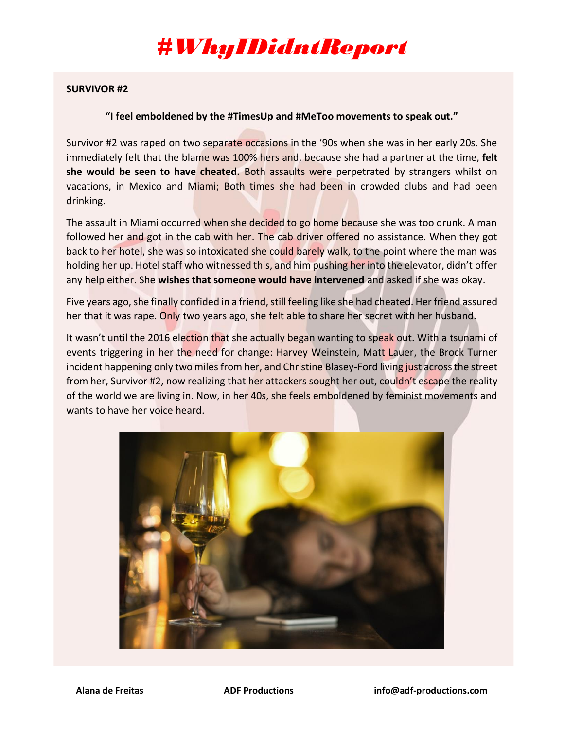# #WhyIDidntReport

**SURVIVOR #2**

**"I feel emboldened by the #TimesUp and #MeToo movements to speak out."**

Survivor #2 was raped on two separate occasions in the '90s when she was in her early 20s. She immediately felt that the blame was 100% hers and, because she had a partner at the time, **felt she would be seen to have cheated.** Both assaults were perpetrated by strangers whilst on vacations, in Mexico and Miami; Both times she had been in crowded clubs and had been drinking.

The assault in Miami occurred when she decided to go home because she was too drunk. A man followed her and got in the cab with her. The cab driver offered no assistance. When they got back to her hotel, she was so intoxicated she could barely walk, to the point where the man was holding her up. Hotel staff who witnessed this, and him pushing her into the elevator, didn't offer any help either. She **wishes that someone would have intervened** and asked if she was okay.

Five years ago, she finally confided in a friend, still feeling like she had cheated. Her friend assured her that it was rape. Only two years ago, she felt able to share her secret with her husband.

It wasn't until the 2016 election that she actually began wanting to speak out. With a tsunami of events triggering in her the need for change: Harvey Weinstein, Matt Lauer, the Brock Turner incident happening only two miles from her, and Christine Blasey-Ford living just across the street from her, Survivor #2, now realizing that her attackers sought her out, couldn't escape the reality of the world we are living in. Now, in her 40s, she feels emboldened by feminist movements and wants to have her voice heard.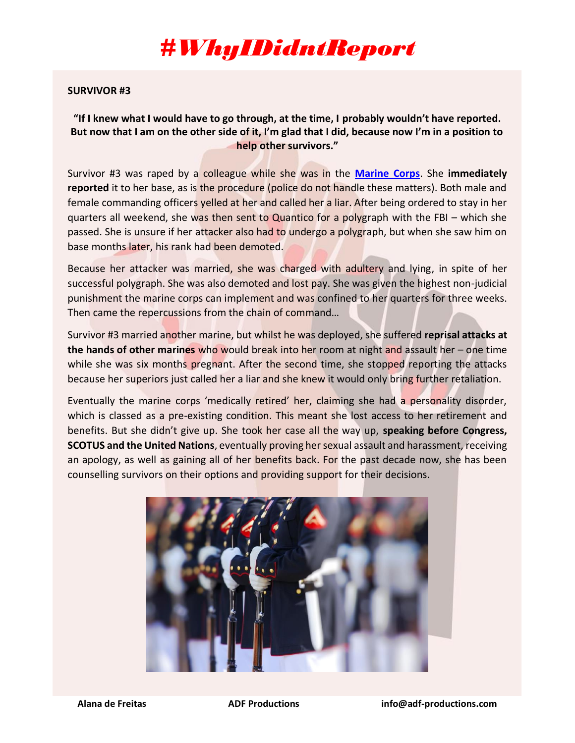# #WhyIDidntReport

**SURVIVOR #3**

**"If I knew what I would have to go through, at the time, I probably wouldn't have reported. But now that I am on the other side of it, I'm glad that I did, because now I'm in a position to help other survivors."**

Survivor #3 was raped by a colleague while she was in the **Marine Corps**. She **immediately reported** it to her base, as is the procedure (police do not handle these matters). Both male and female commanding officers yelled at her and called her a liar. After being ordered to stay in her quarters all weekend, she was then sent to Quantico for a polygraph with the FBI – which she passed. She is unsure if her attacker also had to undergo a polygraph, but when she saw him on base months later, his rank had been demoted.

Because her attacker was married, she was charged with adultery and lying, in spite of her successful polygraph. She was also demoted and lost pay. She was given the highest non-judicial punishment the marine corps can implement and was confined to her quarters for three weeks. Then came the repercussions from the chain of command…

Survivor #3 married another marine, but whilst he was deployed, she suffered **reprisal attacks at the hands of other marines** who would break into her room at night and assault her – one time while she was six months pregnant. After the second time, she stopped reporting the attacks because her superiors just called her a liar and she knew it would only bring further retaliation.

Eventually the marine corps 'medically retired' her, claiming she had a personality disorder, which is classed as a pre-existing condition. This meant she lost access to her retirement and benefits. But she didn't give up. She took her case all the way up, **speaking before Congress, SCOTUS and the United Nations**, eventually proving her sexual assault and harassment, receiving an apology, as well as gaining all of her benefits back. For the past decade now, she has been counselling survivors on their options and providing support for their decisions.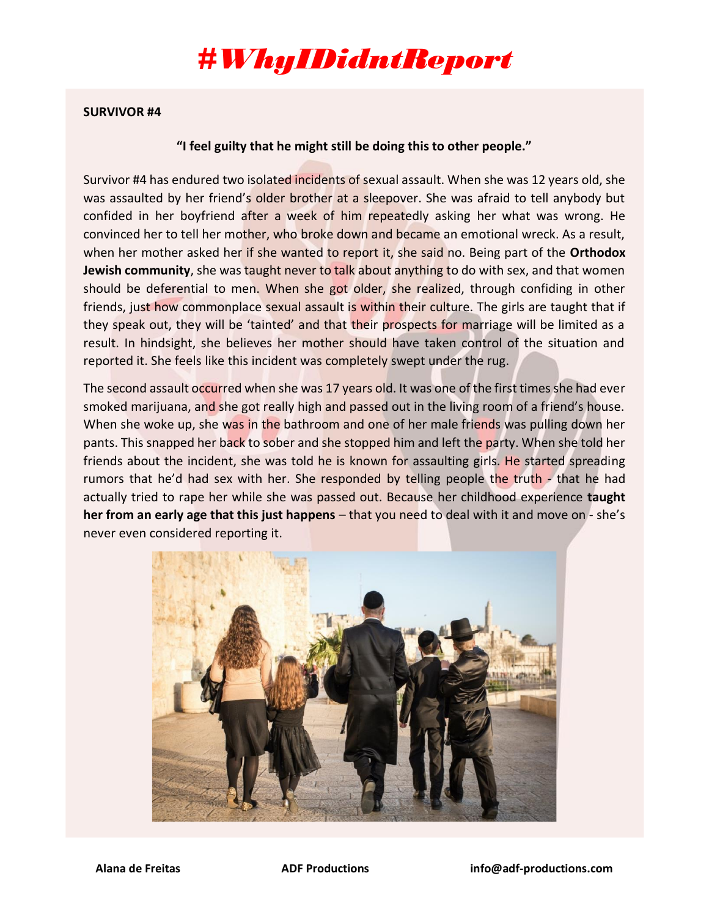# #WhyIDidntReport

**SURVIVOR #4**

**"I feel guilty that he might still be doing this to other people."**

Survivor #4 has endured two isolated incidents of sexual assault. When she was 12 years old, she was assaulted by her friend's older brother at a sleepover. She was afraid to tell anybody but confided in her boyfriend after a week of him repeatedly asking her what was wrong. He convinced her to tell her mother, who broke down and became an emotional wreck. As a result, when her mother asked her if she wanted to report it, she said no. Being part of the **Orthodox Jewish community**, she was taught never to talk about anything to do with sex, and that women should be deferential to men. When she got older, she realized, through confiding in other friends, just how commonplace sexual assault is within their culture. The girls are taught that if they speak out, they will be 'tainted' and that their prospects for marriage will be limited as a result. In hindsight, she believes her mother should have taken control of the situation and reported it. She feels like this incident was completely swept under the rug.

The second assault occurred when she was 17 years old. It was one of the first times she had ever smoked marijuana, and she got really high and passed out in the living room of a friend's house. When she woke up, she was in the bathroom and one of her male friends was pulling down her pants. This snapped her back to sober and she stopped him and left the party. When she told her friends about the incident, she was told he is known for assaulting girls. He started spreading rumors that he'd had sex with her. She responded by telling people the truth - that he had actually tried to rape her while she was passed out. Because her childhood experience **taught her from an early age that this just happens** – that you need to deal with it and move on - she's never even considered reporting it.

**Alana de Freitas** **ADF Productions** **info@adf-productions.com**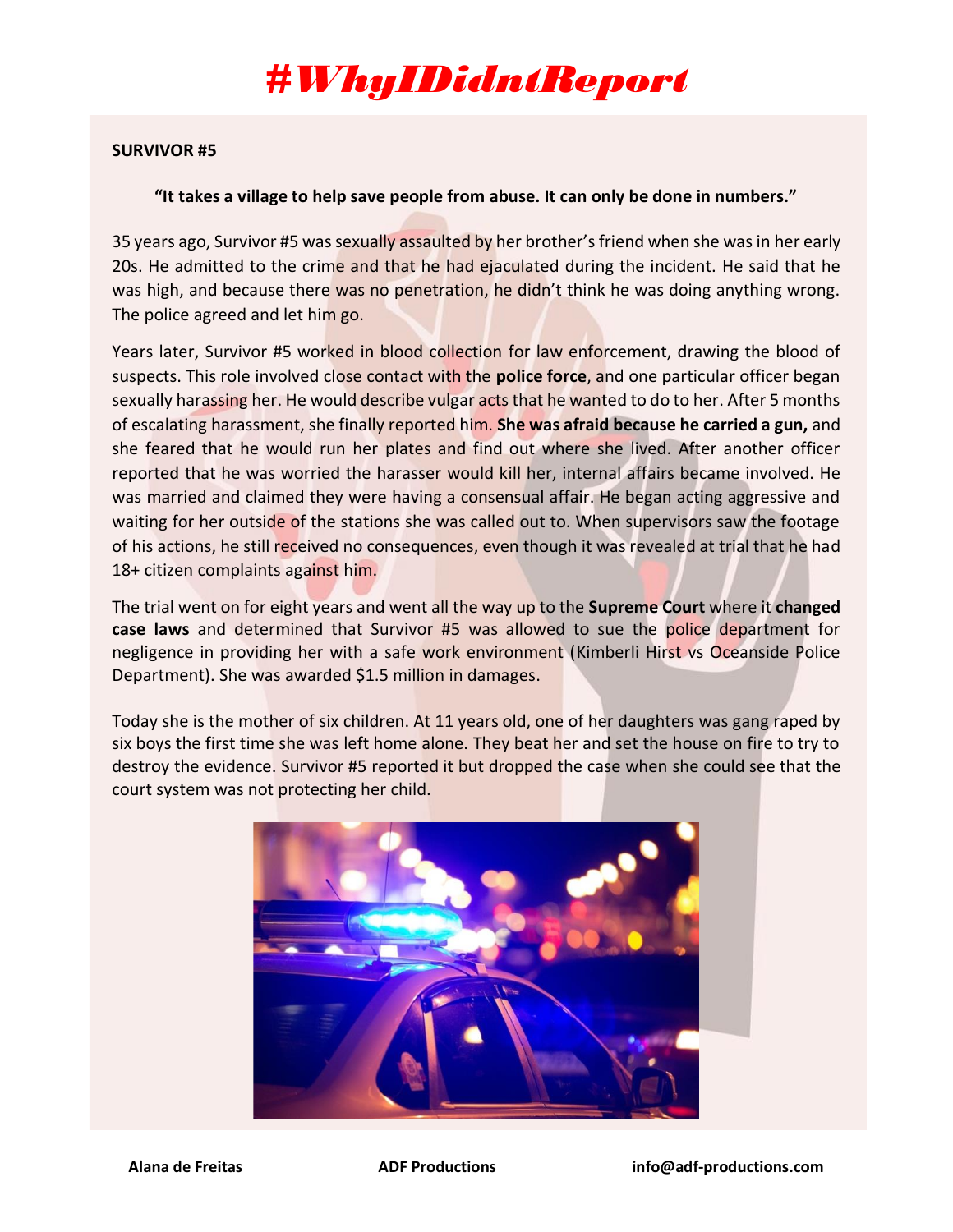# #WhyIDidntReport

**SURVIVOR #5**

**"It takes a village to help save people from abuse. It can only be done in numbers."**

35 years ago, Survivor #5 was sexually assaulted by her brother's friend when she was in her early 20s. He admitted to the crime and that he had ejaculated during the incident. He said that he was high, and because there was no penetration, he didn't think he was doing anything wrong. The police agreed and let him go.

Years later, Survivor #5 worked in blood collection for law enforcement, drawing the blood of suspects. This role involved close contact with the **police force**, and one particular officer began sexually harassing her. He would describe vulgar acts that he wanted to do to her. After 5 months of escalating harassment, she finally reported him. **She was afraid because he carried a gun,** and she feared that he would run her plates and find out where she lived. After another officer reported that he was worried the harasser would kill her, internal affairs became involved. He was married and claimed they were having a consensual affair. He began acting aggressive and waiting for her outside of the stations she was called out to. When supervisors saw the footage of his actions, he still received no consequences, even though it was revealed at trial that he had 18+ citizen complaints against him.

The trial went on for eight years and went all the way up to the **Supreme Court** where it **changed case laws** and determined that Survivor #5 was allowed to sue the police department for negligence in providing her with a safe work environment (Kimberli Hirst vs Oceanside Police Department). She was awarded $1.5 million in damages.

Today she is the mother of six children. At 11 years old, one of her daughters was gang raped by six boys the first time she was left home alone. They beat her and set the house on fire to try to destroy the evidence. Survivor #5 reported it but dropped the case when she could see that the court system was not protecting her child.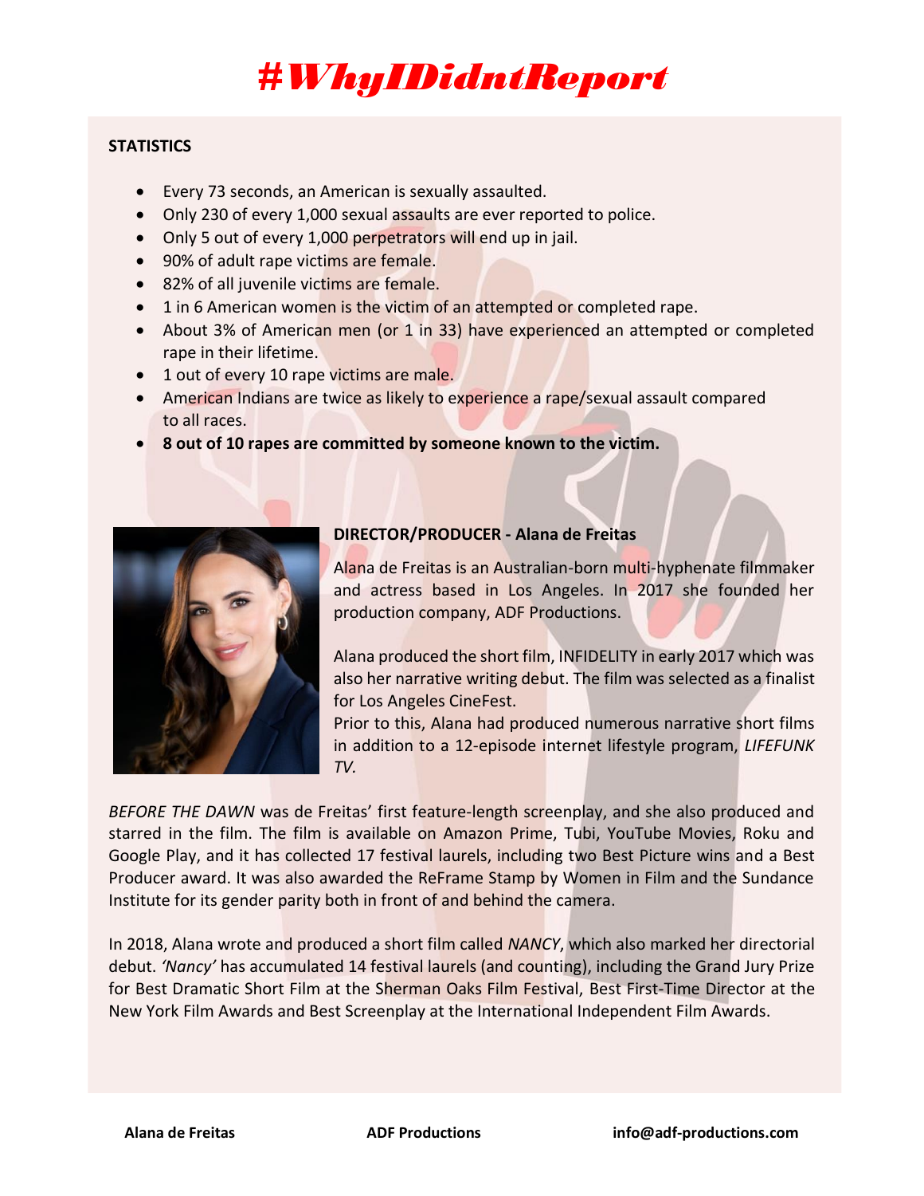# #WhyIDidntReport

**STATISTICS**

- Every 73 seconds, an American is sexually assaulted.
- Only 230 of every 1,000 sexual assaults are ever reported to police.
- Only 5 out of every 1,000 perpetrators will end up in jail.
- 90% of adult rape victims are female.
- 82% of all juvenile victims are female.
- 1 in 6 American women is the victim of an attempted or completed rape.
- About 3% of American men (or 1 in 33) have experienced an attempted or completed rape in their lifetime.
- 1 out of every 10 rape victims are male.
- American Indians are twice as likely to experience a rape/sexual assault compared to all races.
- **8 out of 10 rapes are committed by someone known to the victim.**

**DIRECTOR/PRODUCER - Alana de Freitas**

Alana de Freitas is an Australian-born multi-hyphenate filmmaker and actress based in Los Angeles. In 2017 she founded her production company, ADF Productions.

Alana produced the short film, INFIDELITY in early 2017 which was also her narrative writing debut. The film was selected as a finalist for Los Angeles CineFest.

Prior to this, Alana had produced numerous narrative short films in addition to a 12-episode internet lifestyle program, *LIFEFUNK TV.*

*BEFORE THE DAWN* was de Freitas' first feature-length screenplay, and she also produced and starred in the film. The film is available on Amazon Prime, Tubi, YouTube Movies, Roku and Google Play, and it has collected 17 festival laurels, including two Best Picture wins and a Best Producer award. It was also awarded the ReFrame Stamp by Women in Film and the Sundance Institute for its gender parity both in front of and behind the camera.

In 2018, Alana wrote and produced a short film called *NANCY*, which also marked her directorial debut. *'Nancy'* has accumulated 14 festival laurels (and counting), including the Grand Jury Prize for Best Dramatic Short Film at the Sherman Oaks Film Festival, Best First-Time Director at the New York Film Awards and Best Screenplay at the International Independent Film Awards.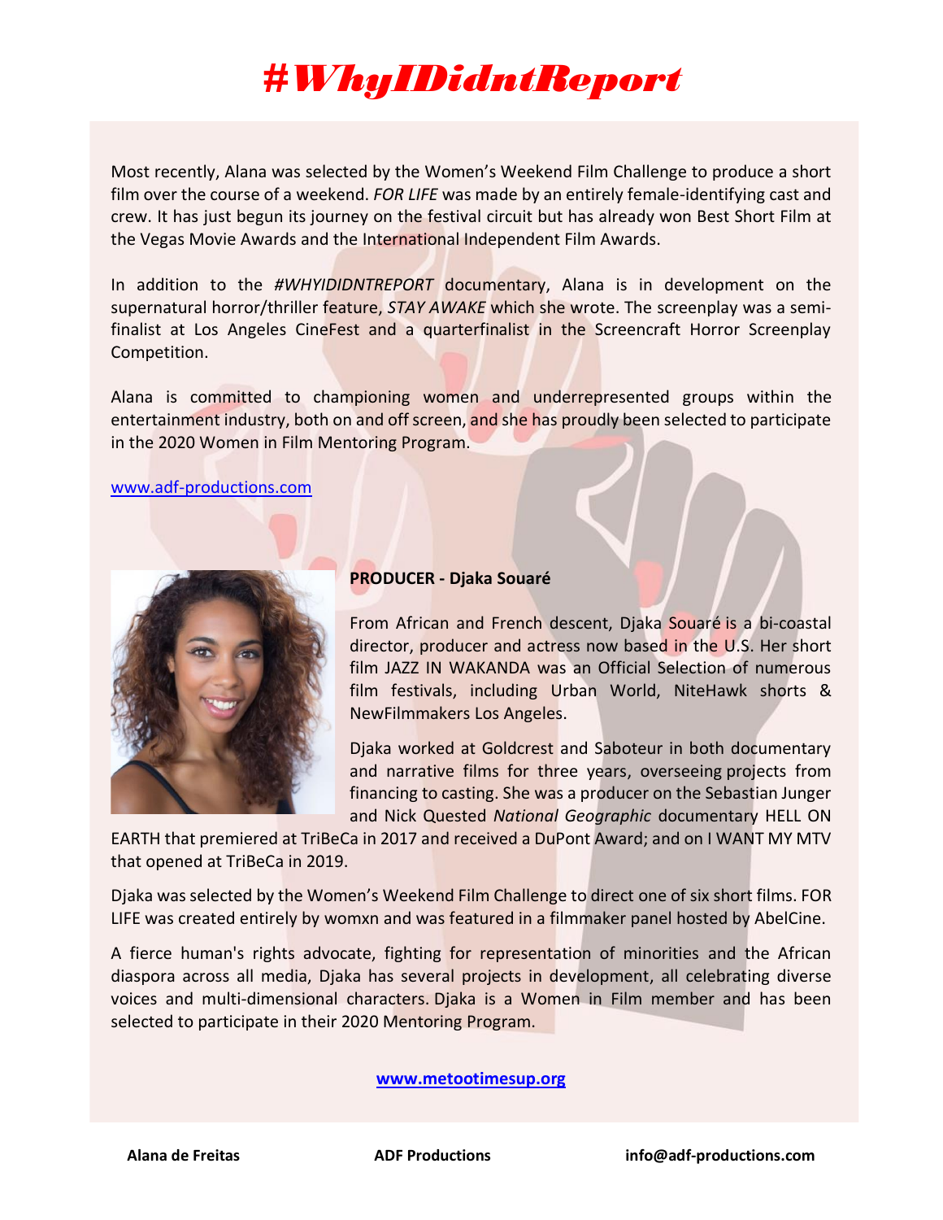# #WhyIDidntReport

Most recently, Alana was selected by the Women's Weekend Film Challenge to produce a short film over the course of a weekend. *FOR LIFE* was made by an entirely female-identifying cast and crew. It has just begun its journey on the festival circuit but has already won Best Short Film at the Vegas Movie Awards and the International Independent Film Awards.

In addition to the *#WHYIDIDNTREPORT* documentary, Alana is in development on the supernatural horror/thriller feature, *STAY AWAKE* which she wrote. The screenplay was a semi-finalist at Los Angeles CineFest and a quarterfinalist in the Screencraft Horror Screenplay Competition.

Alana is committed to championing women and underrepresented groups within the entertainment industry, both on and off screen, and she has proudly been selected to participate in the 2020 Women in Film Mentoring Program.

www.adf-productions.com

**PRODUCER - Djaka Souaré**

From African and French descent, Djaka Souaré is a bi-coastal director, producer and actress now based in the U.S. Her short film JAZZ IN WAKANDA was an Official Selection of numerous film festivals, including Urban World, NiteHawk shorts & NewFilmmakers Los Angeles.

Djaka worked at Goldcrest and Saboteur in both documentary and narrative films for three years, overseeing projects from financing to casting. She was a producer on the Sebastian Junger and Nick Quested *National Geographic* documentary HELL ON EARTH that premiered at TriBeCa in 2017 and received a DuPont Award; and on I WANT MY MTV that opened at TriBeCa in 2019.

Djaka was selected by the Women's Weekend Film Challenge to direct one of six short films. FOR LIFE was created entirely by womxn and was featured in a filmmaker panel hosted by AbelCine.

A fierce human's rights advocate, fighting for representation of minorities and the African diaspora across all media, Djaka has several projects in development, all celebrating diverse voices and multi-dimensional characters. Djaka is a Women in Film member and has been selected to participate in their 2020 Mentoring Program.

**www.metootimesup.org**

**Alana de Freitas** **ADF Productions** **info@adf-productions.com**